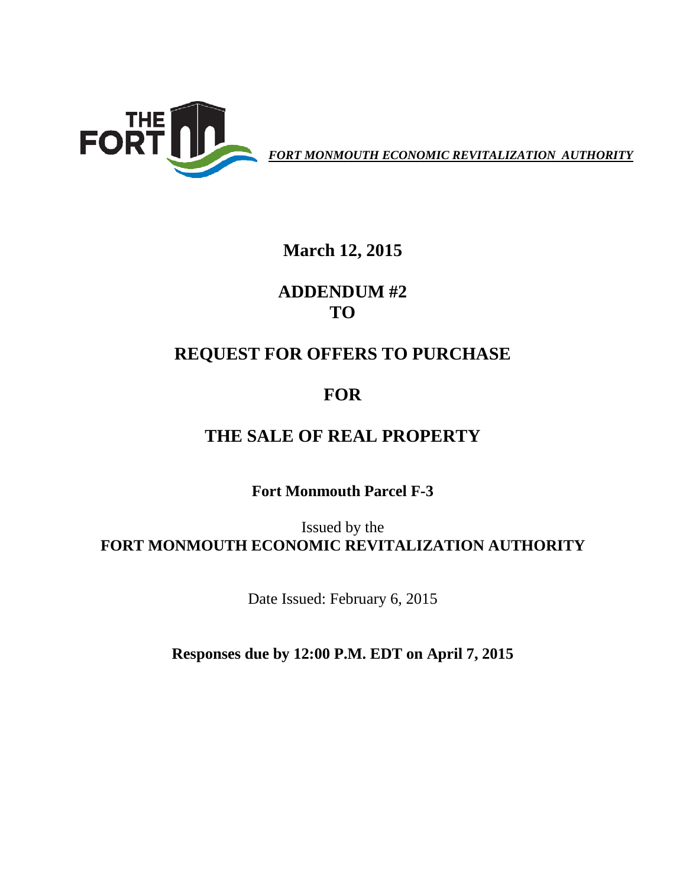THE FORT

***FORT MONMOUTH ECONOMIC REVITALIZATION AUTHORITY***

**March 12, 2015**

# ADDENDUM #2
# TO

# REQUEST FOR OFFERS TO PURCHASE

# FOR

# THE SALE OF REAL PROPERTY

**Fort Monmouth Parcel F-3**

Issued by the
**FORT MONMOUTH ECONOMIC REVITALIZATION AUTHORITY**

Date Issued: February 6, 2015

**Responses due by 12:00 P.M. EDT on April 7, 2015**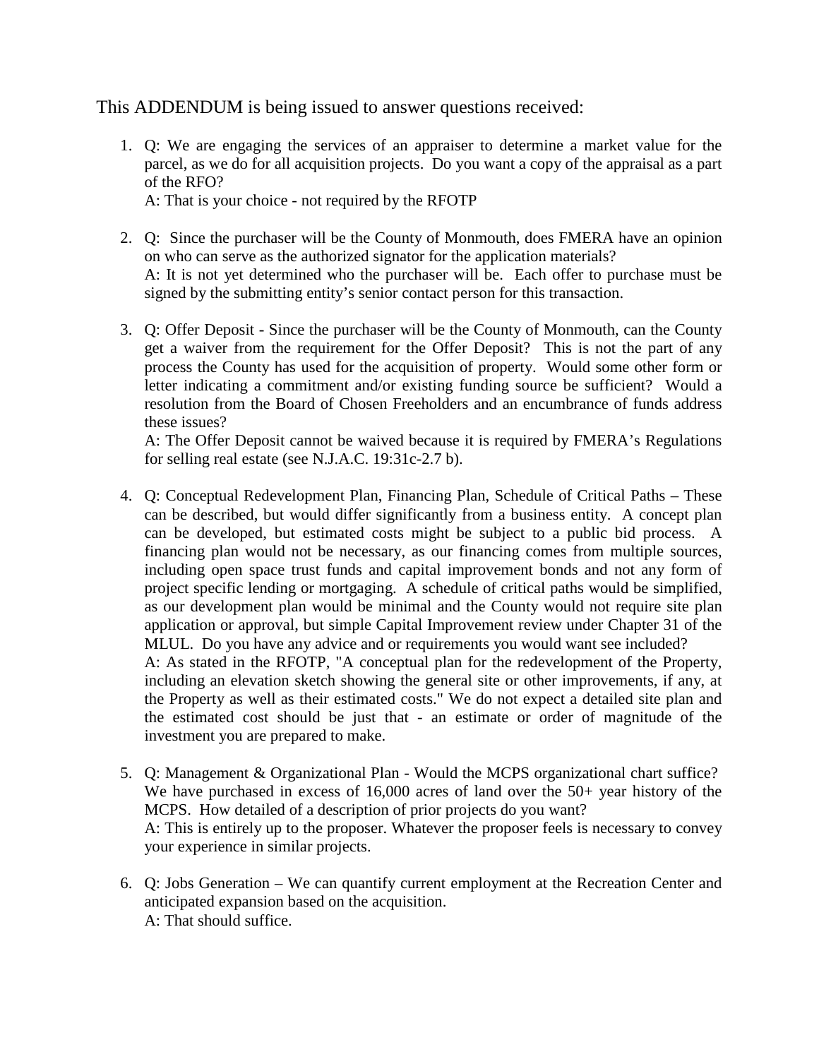This ADDENDUM is being issued to answer questions received:

1. Q: We are engaging the services of an appraiser to determine a market value for the parcel, as we do for all acquisition projects. Do you want a copy of the appraisal as a part of the RFO?
   A: That is your choice - not required by the RFOTP

2. Q: Since the purchaser will be the County of Monmouth, does FMERA have an opinion on who can serve as the authorized signator for the application materials?
   A: It is not yet determined who the purchaser will be. Each offer to purchase must be signed by the submitting entity's senior contact person for this transaction.

3. Q: Offer Deposit - Since the purchaser will be the County of Monmouth, can the County get a waiver from the requirement for the Offer Deposit? This is not the part of any process the County has used for the acquisition of property. Would some other form or letter indicating a commitment and/or existing funding source be sufficient? Would a resolution from the Board of Chosen Freeholders and an encumbrance of funds address these issues?
   A: The Offer Deposit cannot be waived because it is required by FMERA's Regulations for selling real estate (see N.J.A.C. 19:31c-2.7 b).

4. Q: Conceptual Redevelopment Plan, Financing Plan, Schedule of Critical Paths – These can be described, but would differ significantly from a business entity. A concept plan can be developed, but estimated costs might be subject to a public bid process. A financing plan would not be necessary, as our financing comes from multiple sources, including open space trust funds and capital improvement bonds and not any form of project specific lending or mortgaging. A schedule of critical paths would be simplified, as our development plan would be minimal and the County would not require site plan application or approval, but simple Capital Improvement review under Chapter 31 of the MLUL. Do you have any advice and or requirements you would want see included?
   A: As stated in the RFOTP, "A conceptual plan for the redevelopment of the Property, including an elevation sketch showing the general site or other improvements, if any, at the Property as well as their estimated costs." We do not expect a detailed site plan and the estimated cost should be just that - an estimate or order of magnitude of the investment you are prepared to make.

5. Q: Management & Organizational Plan - Would the MCPS organizational chart suffice? We have purchased in excess of 16,000 acres of land over the 50+ year history of the MCPS. How detailed of a description of prior projects do you want?
   A: This is entirely up to the proposer. Whatever the proposer feels is necessary to convey your experience in similar projects.

6. Q: Jobs Generation – We can quantify current employment at the Recreation Center and anticipated expansion based on the acquisition.
   A: That should suffice.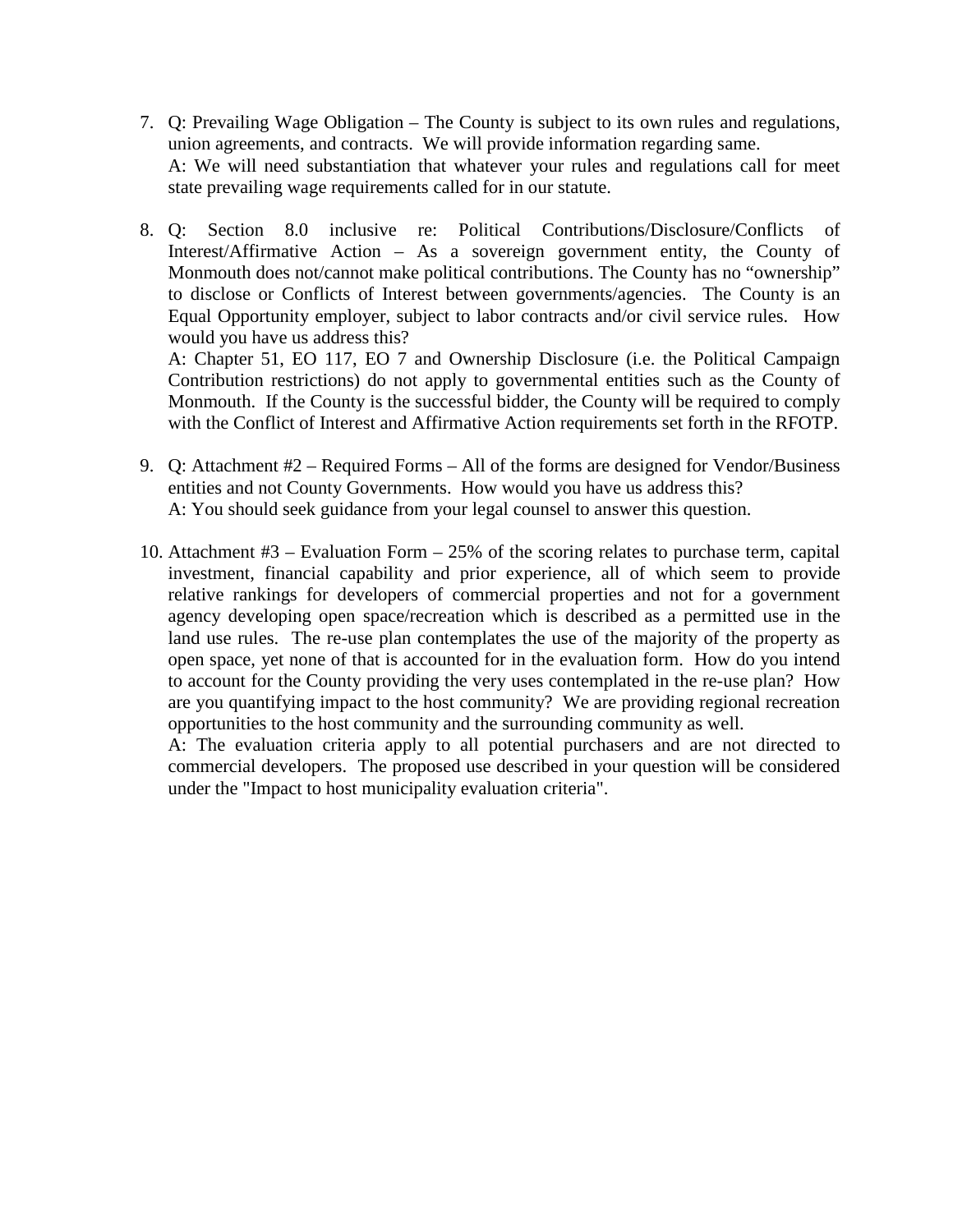7. Q: Prevailing Wage Obligation – The County is subject to its own rules and regulations, union agreements, and contracts. We will provide information regarding same.
   A: We will need substantiation that whatever your rules and regulations call for meet state prevailing wage requirements called for in our statute.

8. Q: Section 8.0 inclusive re: Political Contributions/Disclosure/Conflicts of Interest/Affirmative Action – As a sovereign government entity, the County of Monmouth does not/cannot make political contributions. The County has no "ownership" to disclose or Conflicts of Interest between governments/agencies. The County is an Equal Opportunity employer, subject to labor contracts and/or civil service rules. How would you have us address this?
   A: Chapter 51, EO 117, EO 7 and Ownership Disclosure (i.e. the Political Campaign Contribution restrictions) do not apply to governmental entities such as the County of Monmouth. If the County is the successful bidder, the County will be required to comply with the Conflict of Interest and Affirmative Action requirements set forth in the RFOTP.

9. Q: Attachment #2 – Required Forms – All of the forms are designed for Vendor/Business entities and not County Governments. How would you have us address this?
   A: You should seek guidance from your legal counsel to answer this question.

10. Attachment #3 – Evaluation Form – 25% of the scoring relates to purchase term, capital investment, financial capability and prior experience, all of which seem to provide relative rankings for developers of commercial properties and not for a government agency developing open space/recreation which is described as a permitted use in the land use rules. The re-use plan contemplates the use of the majority of the property as open space, yet none of that is accounted for in the evaluation form. How do you intend to account for the County providing the very uses contemplated in the re-use plan? How are you quantifying impact to the host community? We are providing regional recreation opportunities to the host community and the surrounding community as well.
    A: The evaluation criteria apply to all potential purchasers and are not directed to commercial developers. The proposed use described in your question will be considered under the "Impact to host municipality evaluation criteria".